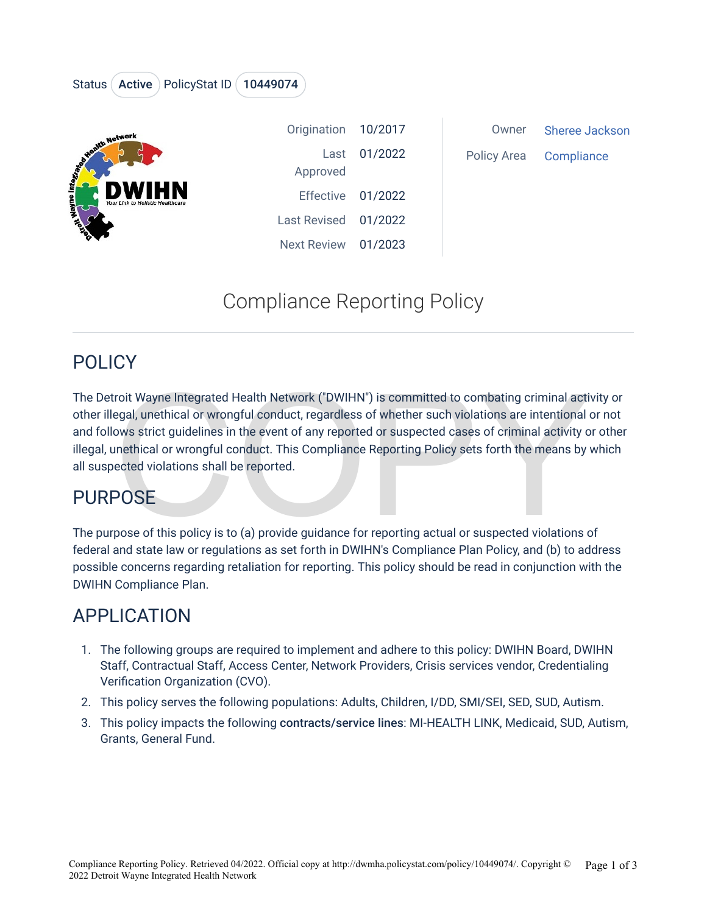Status **Active** PolicyStat ID **10449074**

| | | | |
|---|---|---|---|
| Origination | 10/2017 | Owner | Sheree Jackson |
| Last Approved | 01/2022 | Policy Area | Compliance |
| Effective | 01/2022 | | |
| Last Revised | 01/2022 | | |
| Next Review | 01/2023 | | |

# Compliance Reporting Policy

## POLICY

The Detroit Wayne Integrated Health Network ("DWIHN") is committed to combating criminal activity or other illegal, unethical or wrongful conduct, regardless of whether such violations are intentional or not and follows strict guidelines in the event of any reported or suspected cases of criminal activity or other illegal, unethical or wrongful conduct. This Compliance Reporting Policy sets forth the means by which all suspected violations shall be reported.

## PURPOSE

The purpose of this policy is to (a) provide guidance for reporting actual or suspected violations of federal and state law or regulations as set forth in DWIHN's Compliance Plan Policy, and (b) to address possible concerns regarding retaliation for reporting. This policy should be read in conjunction with the DWIHN Compliance Plan.

## APPLICATION

1. The following groups are required to implement and adhere to this policy: DWIHN Board, DWIHN Staff, Contractual Staff, Access Center, Network Providers, Crisis services vendor, Credentialing Verification Organization (CVO).
2. This policy serves the following populations: Adults, Children, I/DD, SMI/SEI, SED, SUD, Autism.
3. This policy impacts the following **contracts/service lines**: MI-HEALTH LINK, Medicaid, SUD, Autism, Grants, General Fund.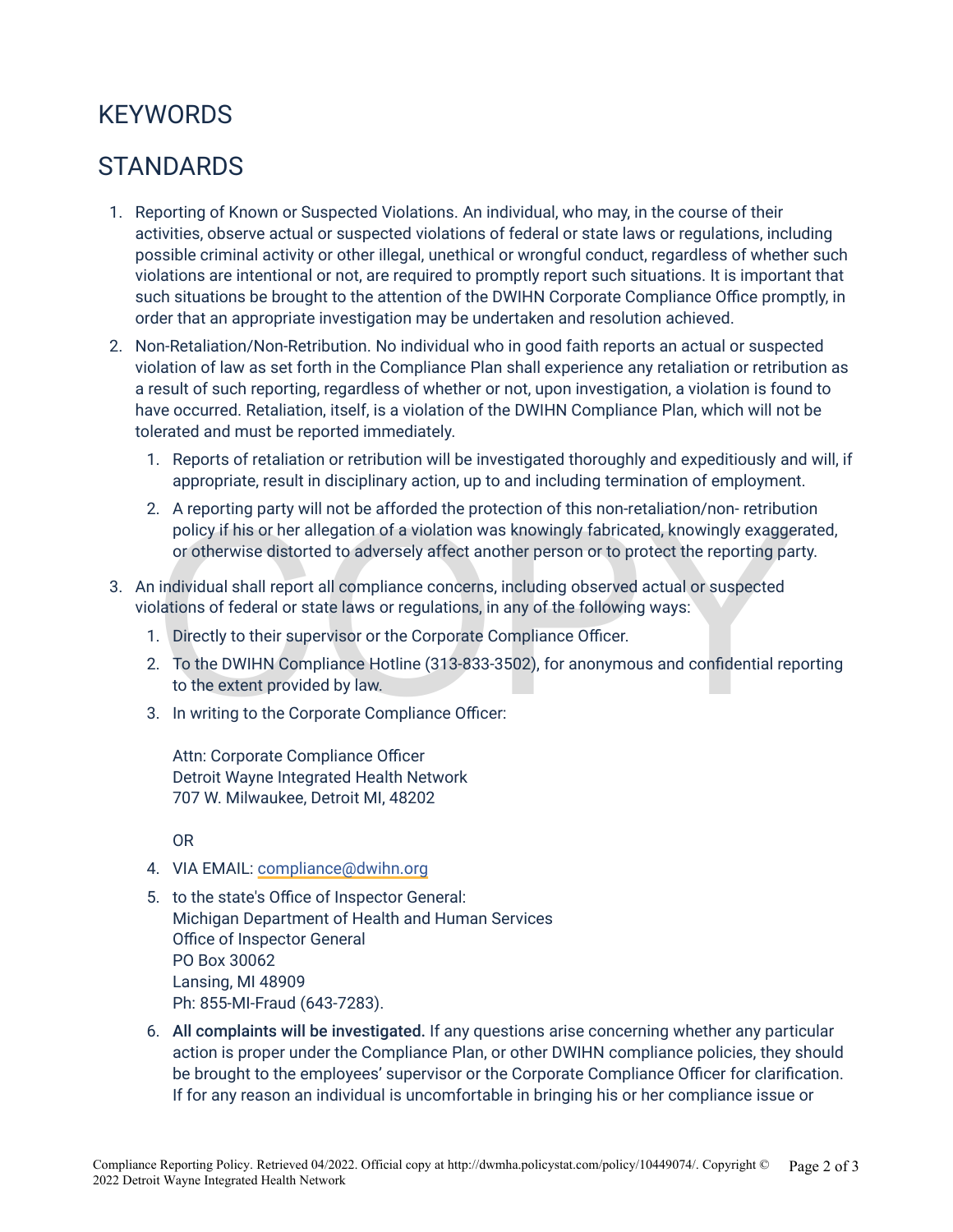## KEYWORDS

## STANDARDS

1. Reporting of Known or Suspected Violations. An individual, who may, in the course of their activities, observe actual or suspected violations of federal or state laws or regulations, including possible criminal activity or other illegal, unethical or wrongful conduct, regardless of whether such violations are intentional or not, are required to promptly report such situations. It is important that such situations be brought to the attention of the DWIHN Corporate Compliance Office promptly, in order that an appropriate investigation may be undertaken and resolution achieved.
2. Non-Retaliation/Non-Retribution. No individual who in good faith reports an actual or suspected violation of law as set forth in the Compliance Plan shall experience any retaliation or retribution as a result of such reporting, regardless of whether or not, upon investigation, a violation is found to have occurred. Retaliation, itself, is a violation of the DWIHN Compliance Plan, which will not be tolerated and must be reported immediately.
    1. Reports of retaliation or retribution will be investigated thoroughly and expeditiously and will, if appropriate, result in disciplinary action, up to and including termination of employment.
    2. A reporting party will not be afforded the protection of this non-retaliation/non- retribution policy if his or her allegation of a violation was knowingly fabricated, knowingly exaggerated, or otherwise distorted to adversely affect another person or to protect the reporting party.
3. An individual shall report all compliance concerns, including observed actual or suspected violations of federal or state laws or regulations, in any of the following ways:
    1. Directly to their supervisor or the Corporate Compliance Officer.
    2. To the DWIHN Compliance Hotline (313-833-3502), for anonymous and confidential reporting to the extent provided by law.
    3. In writing to the Corporate Compliance Officer:

        Attn: Corporate Compliance Officer
        Detroit Wayne Integrated Health Network
        707 W. Milwaukee, Detroit MI, 48202

        OR
    4. VIA EMAIL: compliance@dwihn.org
    5. to the state's Office of Inspector General:
        Michigan Department of Health and Human Services
        Office of Inspector General
        PO Box 30062
        Lansing, MI 48909
        Ph: 855-MI-Fraud (643-7283).
    6. **All complaints will be investigated.** If any questions arise concerning whether any particular action is proper under the Compliance Plan, or other DWIHN compliance policies, they should be brought to the employees' supervisor or the Corporate Compliance Officer for clarification. If for any reason an individual is uncomfortable in bringing his or her compliance issue or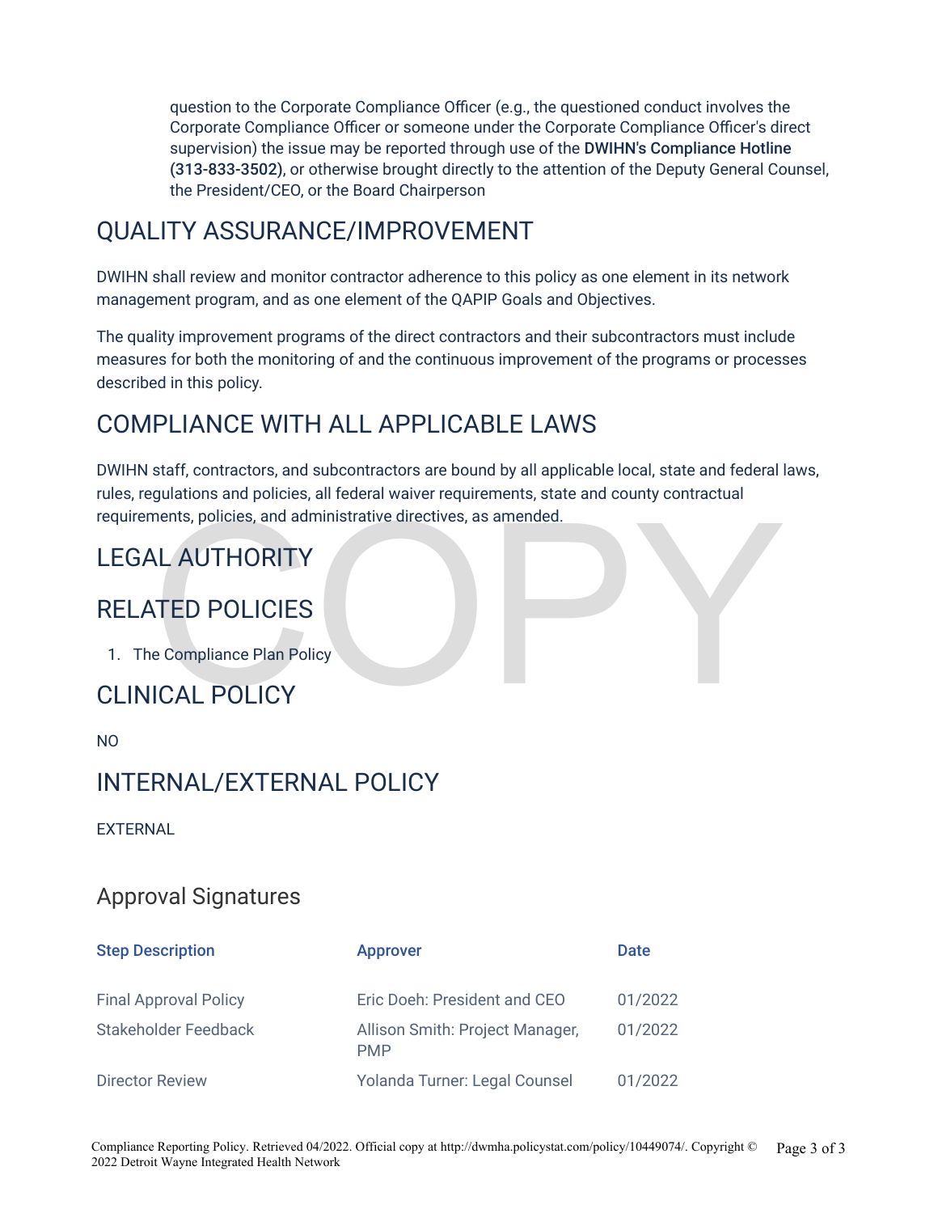question to the Corporate Compliance Officer (e.g., the questioned conduct involves the Corporate Compliance Officer or someone under the Corporate Compliance Officer's direct supervision) the issue may be reported through use of the **DWIHN's Compliance Hotline (313-833-3502)**, or otherwise brought directly to the attention of the Deputy General Counsel, the President/CEO, or the Board Chairperson

## QUALITY ASSURANCE/IMPROVEMENT

DWIHN shall review and monitor contractor adherence to this policy as one element in its network management program, and as one element of the QAPIP Goals and Objectives.

The quality improvement programs of the direct contractors and their subcontractors must include measures for both the monitoring of and the continuous improvement of the programs or processes described in this policy.

## COMPLIANCE WITH ALL APPLICABLE LAWS

DWIHN staff, contractors, and subcontractors are bound by all applicable local, state and federal laws, rules, regulations and policies, all federal waiver requirements, state and county contractual requirements, policies, and administrative directives, as amended.

## LEGAL AUTHORITY

## RELATED POLICIES

1. The Compliance Plan Policy

## CLINICAL POLICY

NO

## INTERNAL/EXTERNAL POLICY

EXTERNAL

### Approval Signatures

| Step Description | Approver | Date |
| --- | --- | --- |
| Final Approval Policy | Eric Doeh: President and CEO | 01/2022 |
| Stakeholder Feedback | Allison Smith: Project Manager, PMP | 01/2022 |
| Director Review | Yolanda Turner: Legal Counsel | 01/2022 |